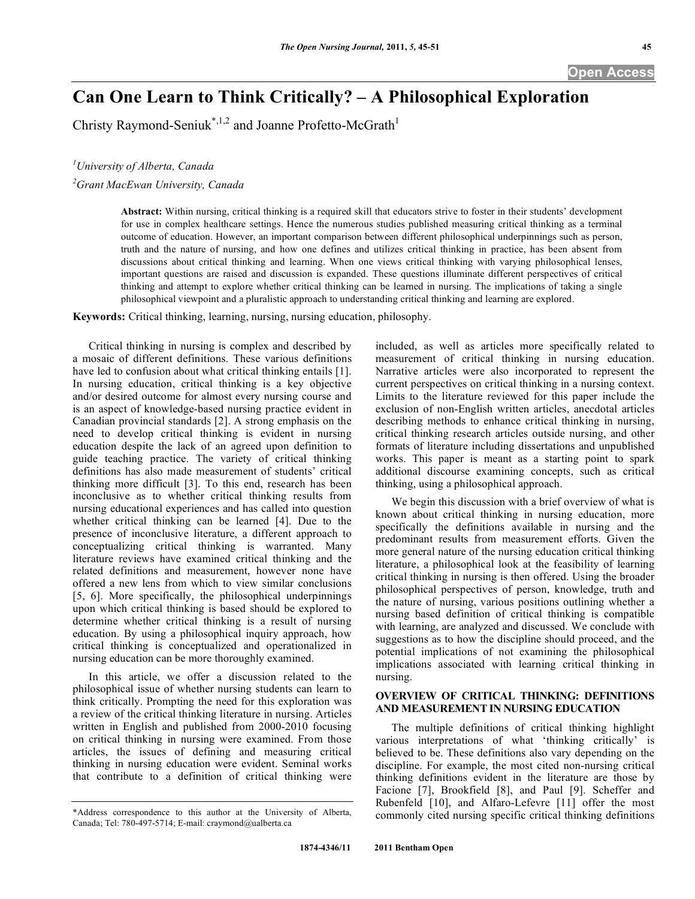# Can One Learn to Think Critically? – A Philosophical Exploration

Christy Raymond-Seniuk[*,1,2] and Joanne Profetto-McGrath[1]

[1]*University of Alberta, Canada*

[2]*Grant MacEwan University, Canada*

**Abstract:** Within nursing, critical thinking is a required skill that educators strive to foster in their students' development for use in complex healthcare settings. Hence the numerous studies published measuring critical thinking as a terminal outcome of education. However, an important comparison between different philosophical underpinnings such as person, truth and the nature of nursing, and how one defines and utilizes critical thinking in practice, has been absent from discussions about critical thinking and learning. When one views critical thinking with varying philosophical lenses, important questions are raised and discussion is expanded. These questions illuminate different perspectives of critical thinking and attempt to explore whether critical thinking can be learned in nursing. The implications of taking a single philosophical viewpoint and a pluralistic approach to understanding critical thinking and learning are explored.

**Keywords:** Critical thinking, learning, nursing, nursing education, philosophy.

Critical thinking in nursing is complex and described by a mosaic of different definitions. These various definitions have led to confusion about what critical thinking entails [1]. In nursing education, critical thinking is a key objective and/or desired outcome for almost every nursing course and is an aspect of knowledge-based nursing practice evident in Canadian provincial standards [2]. A strong emphasis on the need to develop critical thinking is evident in nursing education despite the lack of an agreed upon definition to guide teaching practice. The variety of critical thinking definitions has also made measurement of students' critical thinking more difficult [3]. To this end, research has been inconclusive as to whether critical thinking results from nursing educational experiences and has called into question whether critical thinking can be learned [4]. Due to the presence of inconclusive literature, a different approach to conceptualizing critical thinking is warranted. Many literature reviews have examined critical thinking and the related definitions and measurement, however none have offered a new lens from which to view similar conclusions [5, 6]. More specifically, the philosophical underpinnings upon which critical thinking is based should be explored to determine whether critical thinking is a result of nursing education. By using a philosophical inquiry approach, how critical thinking is conceptualized and operationalized in nursing education can be more thoroughly examined.

In this article, we offer a discussion related to the philosophical issue of whether nursing students can learn to think critically. Prompting the need for this exploration was a review of the critical thinking literature in nursing. Articles written in English and published from 2000-2010 focusing on critical thinking in nursing were examined. From those articles, the issues of defining and measuring critical thinking in nursing education were evident. Seminal works that contribute to a definition of critical thinking were included, as well as articles more specifically related to measurement of critical thinking in nursing education. Narrative articles were also incorporated to represent the current perspectives on critical thinking in a nursing context. Limits to the literature reviewed for this paper include the exclusion of non-English written articles, anecdotal articles describing methods to enhance critical thinking in nursing, critical thinking research articles outside nursing, and other formats of literature including dissertations and unpublished works. This paper is meant as a starting point to spark additional discourse examining concepts, such as critical thinking, using a philosophical approach.

We begin this discussion with a brief overview of what is known about critical thinking in nursing education, more specifically the definitions available in nursing and the predominant results from measurement efforts. Given the more general nature of the nursing education critical thinking literature, a philosophical look at the feasibility of learning critical thinking in nursing is then offered. Using the broader philosophical perspectives of person, knowledge, truth and the nature of nursing, various positions outlining whether a nursing based definition of critical thinking is compatible with learning, are analyzed and discussed. We conclude with suggestions as to how the discipline should proceed, and the potential implications of not examining the philosophical implications associated with learning critical thinking in nursing.

## OVERVIEW OF CRITICAL THINKING: DEFINITIONS AND MEASUREMENT IN NURSING EDUCATION

The multiple definitions of critical thinking highlight various interpretations of what 'thinking critically' is believed to be. These definitions also vary depending on the discipline. For example, the most cited non-nursing critical thinking definitions evident in the literature are those by Facione [7], Brookfield [8], and Paul [9]. Scheffer and Rubenfeld [10], and Alfaro-Lefevre [11] offer the most commonly cited nursing specific critical thinking definitions

*Address correspondence to this author at the University of Alberta, Canada; Tel: 780-497-5714; E-mail: craymond@ualberta.ca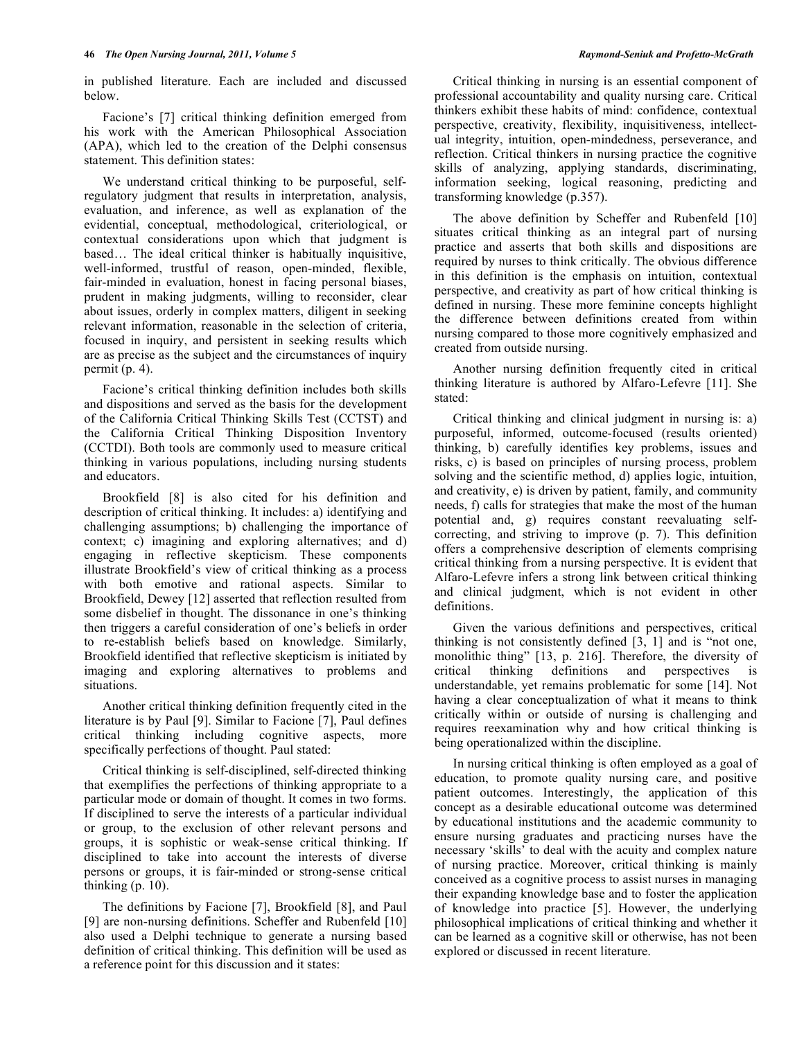in published literature. Each are included and discussed below.

Facione's [7] critical thinking definition emerged from his work with the American Philosophical Association (APA), which led to the creation of the Delphi consensus statement. This definition states:

We understand critical thinking to be purposeful, self-regulatory judgment that results in interpretation, analysis, evaluation, and inference, as well as explanation of the evidential, conceptual, methodological, criteriological, or contextual considerations upon which that judgment is based… The ideal critical thinker is habitually inquisitive, well-informed, trustful of reason, open-minded, flexible, fair-minded in evaluation, honest in facing personal biases, prudent in making judgments, willing to reconsider, clear about issues, orderly in complex matters, diligent in seeking relevant information, reasonable in the selection of criteria, focused in inquiry, and persistent in seeking results which are as precise as the subject and the circumstances of inquiry permit (p. 4).

Facione's critical thinking definition includes both skills and dispositions and served as the basis for the development of the California Critical Thinking Skills Test (CCTST) and the California Critical Thinking Disposition Inventory (CCTDI). Both tools are commonly used to measure critical thinking in various populations, including nursing students and educators.

Brookfield [8] is also cited for his definition and description of critical thinking. It includes: a) identifying and challenging assumptions; b) challenging the importance of context; c) imagining and exploring alternatives; and d) engaging in reflective skepticism. These components illustrate Brookfield's view of critical thinking as a process with both emotive and rational aspects. Similar to Brookfield, Dewey [12] asserted that reflection resulted from some disbelief in thought. The dissonance in one's thinking then triggers a careful consideration of one's beliefs in order to re-establish beliefs based on knowledge. Similarly, Brookfield identified that reflective skepticism is initiated by imaging and exploring alternatives to problems and situations.

Another critical thinking definition frequently cited in the literature is by Paul [9]. Similar to Facione [7], Paul defines critical thinking including cognitive aspects, more specifically perfections of thought. Paul stated:

Critical thinking is self-disciplined, self-directed thinking that exemplifies the perfections of thinking appropriate to a particular mode or domain of thought. It comes in two forms. If disciplined to serve the interests of a particular individual or group, to the exclusion of other relevant persons and groups, it is sophistic or weak-sense critical thinking. If disciplined to take into account the interests of diverse persons or groups, it is fair-minded or strong-sense critical thinking (p. 10).

The definitions by Facione [7], Brookfield [8], and Paul [9] are non-nursing definitions. Scheffer and Rubenfeld [10] also used a Delphi technique to generate a nursing based definition of critical thinking. This definition will be used as a reference point for this discussion and it states:

Critical thinking in nursing is an essential component of professional accountability and quality nursing care. Critical thinkers exhibit these habits of mind: confidence, contextual perspective, creativity, flexibility, inquisitiveness, intellectual integrity, intuition, open-mindedness, perseverance, and reflection. Critical thinkers in nursing practice the cognitive skills of analyzing, applying standards, discriminating, information seeking, logical reasoning, predicting and transforming knowledge (p.357).

The above definition by Scheffer and Rubenfeld [10] situates critical thinking as an integral part of nursing practice and asserts that both skills and dispositions are required by nurses to think critically. The obvious difference in this definition is the emphasis on intuition, contextual perspective, and creativity as part of how critical thinking is defined in nursing. These more feminine concepts highlight the difference between definitions created from within nursing compared to those more cognitively emphasized and created from outside nursing.

Another nursing definition frequently cited in critical thinking literature is authored by Alfaro-Lefevre [11]. She stated:

Critical thinking and clinical judgment in nursing is: a) purposeful, informed, outcome-focused (results oriented) thinking, b) carefully identifies key problems, issues and risks, c) is based on principles of nursing process, problem solving and the scientific method, d) applies logic, intuition, and creativity, e) is driven by patient, family, and community needs, f) calls for strategies that make the most of the human potential and, g) requires constant reevaluating self-correcting, and striving to improve (p. 7). This definition offers a comprehensive description of elements comprising critical thinking from a nursing perspective. It is evident that Alfaro-Lefevre infers a strong link between critical thinking and clinical judgment, which is not evident in other definitions.

Given the various definitions and perspectives, critical thinking is not consistently defined [3, 1] and is "not one, monolithic thing" [13, p. 216]. Therefore, the diversity of critical thinking definitions and perspectives is understandable, yet remains problematic for some [14]. Not having a clear conceptualization of what it means to think critically within or outside of nursing is challenging and requires reexamination why and how critical thinking is being operationalized within the discipline.

In nursing critical thinking is often employed as a goal of education, to promote quality nursing care, and positive patient outcomes. Interestingly, the application of this concept as a desirable educational outcome was determined by educational institutions and the academic community to ensure nursing graduates and practicing nurses have the necessary 'skills' to deal with the acuity and complex nature of nursing practice. Moreover, critical thinking is mainly conceived as a cognitive process to assist nurses in managing their expanding knowledge base and to foster the application of knowledge into practice [5]. However, the underlying philosophical implications of critical thinking and whether it can be learned as a cognitive skill or otherwise, has not been explored or discussed in recent literature.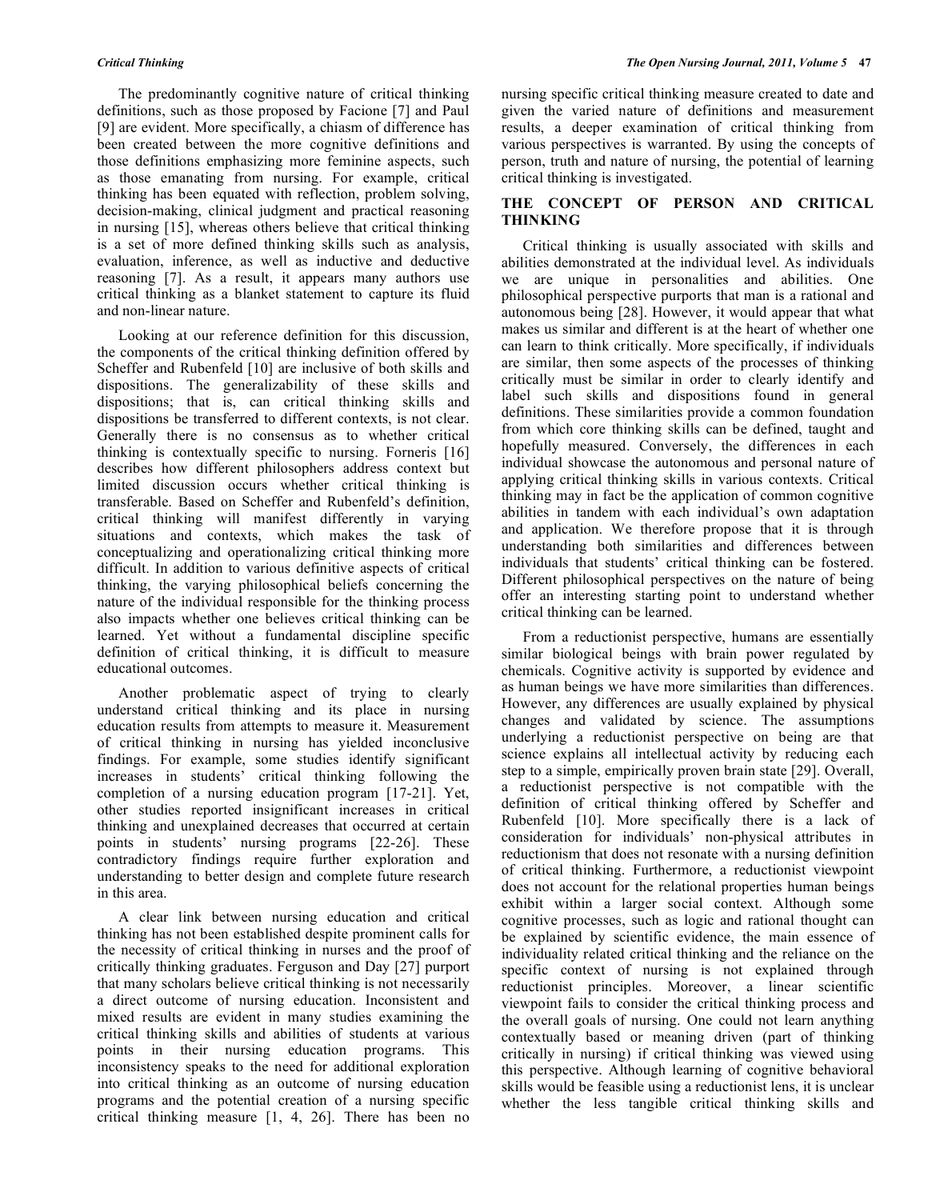The predominantly cognitive nature of critical thinking definitions, such as those proposed by Facione [7] and Paul [9] are evident. More specifically, a chiasm of difference has been created between the more cognitive definitions and those definitions emphasizing more feminine aspects, such as those emanating from nursing. For example, critical thinking has been equated with reflection, problem solving, decision-making, clinical judgment and practical reasoning in nursing [15], whereas others believe that critical thinking is a set of more defined thinking skills such as analysis, evaluation, inference, as well as inductive and deductive reasoning [7]. As a result, it appears many authors use critical thinking as a blanket statement to capture its fluid and non-linear nature.

Looking at our reference definition for this discussion, the components of the critical thinking definition offered by Scheffer and Rubenfeld [10] are inclusive of both skills and dispositions. The generalizability of these skills and dispositions; that is, can critical thinking skills and dispositions be transferred to different contexts, is not clear. Generally there is no consensus as to whether critical thinking is contextually specific to nursing. Forneris [16] describes how different philosophers address context but limited discussion occurs whether critical thinking is transferable. Based on Scheffer and Rubenfeld's definition, critical thinking will manifest differently in varying situations and contexts, which makes the task of conceptualizing and operationalizing critical thinking more difficult. In addition to various definitive aspects of critical thinking, the varying philosophical beliefs concerning the nature of the individual responsible for the thinking process also impacts whether one believes critical thinking can be learned. Yet without a fundamental discipline specific definition of critical thinking, it is difficult to measure educational outcomes.

Another problematic aspect of trying to clearly understand critical thinking and its place in nursing education results from attempts to measure it. Measurement of critical thinking in nursing has yielded inconclusive findings. For example, some studies identify significant increases in students' critical thinking following the completion of a nursing education program [17-21]. Yet, other studies reported insignificant increases in critical thinking and unexplained decreases that occurred at certain points in students' nursing programs [22-26]. These contradictory findings require further exploration and understanding to better design and complete future research in this area.

A clear link between nursing education and critical thinking has not been established despite prominent calls for the necessity of critical thinking in nurses and the proof of critically thinking graduates. Ferguson and Day [27] purport that many scholars believe critical thinking is not necessarily a direct outcome of nursing education. Inconsistent and mixed results are evident in many studies examining the critical thinking skills and abilities of students at various points in their nursing education programs. This inconsistency speaks to the need for additional exploration into critical thinking as an outcome of nursing education programs and the potential creation of a nursing specific critical thinking measure [1, 4, 26]. There has been no nursing specific critical thinking measure created to date and given the varied nature of definitions and measurement results, a deeper examination of critical thinking from various perspectives is warranted. By using the concepts of person, truth and nature of nursing, the potential of learning critical thinking is investigated.

## THE CONCEPT OF PERSON AND CRITICAL THINKING

Critical thinking is usually associated with skills and abilities demonstrated at the individual level. As individuals we are unique in personalities and abilities. One philosophical perspective purports that man is a rational and autonomous being [28]. However, it would appear that what makes us similar and different is at the heart of whether one can learn to think critically. More specifically, if individuals are similar, then some aspects of the processes of thinking critically must be similar in order to clearly identify and label such skills and dispositions found in general definitions. These similarities provide a common foundation from which core thinking skills can be defined, taught and hopefully measured. Conversely, the differences in each individual showcase the autonomous and personal nature of applying critical thinking skills in various contexts. Critical thinking may in fact be the application of common cognitive abilities in tandem with each individual's own adaptation and application. We therefore propose that it is through understanding both similarities and differences between individuals that students' critical thinking can be fostered. Different philosophical perspectives on the nature of being offer an interesting starting point to understand whether critical thinking can be learned.

From a reductionist perspective, humans are essentially similar biological beings with brain power regulated by chemicals. Cognitive activity is supported by evidence and as human beings we have more similarities than differences. However, any differences are usually explained by physical changes and validated by science. The assumptions underlying a reductionist perspective on being are that science explains all intellectual activity by reducing each step to a simple, empirically proven brain state [29]. Overall, a reductionist perspective is not compatible with the definition of critical thinking offered by Scheffer and Rubenfeld [10]. More specifically there is a lack of consideration for individuals' non-physical attributes in reductionism that does not resonate with a nursing definition of critical thinking. Furthermore, a reductionist viewpoint does not account for the relational properties human beings exhibit within a larger social context. Although some cognitive processes, such as logic and rational thought can be explained by scientific evidence, the main essence of individuality related critical thinking and the reliance on the specific context of nursing is not explained through reductionist principles. Moreover, a linear scientific viewpoint fails to consider the critical thinking process and the overall goals of nursing. One could not learn anything contextually based or meaning driven (part of thinking critically in nursing) if critical thinking was viewed using this perspective. Although learning of cognitive behavioral skills would be feasible using a reductionist lens, it is unclear whether the less tangible critical thinking skills and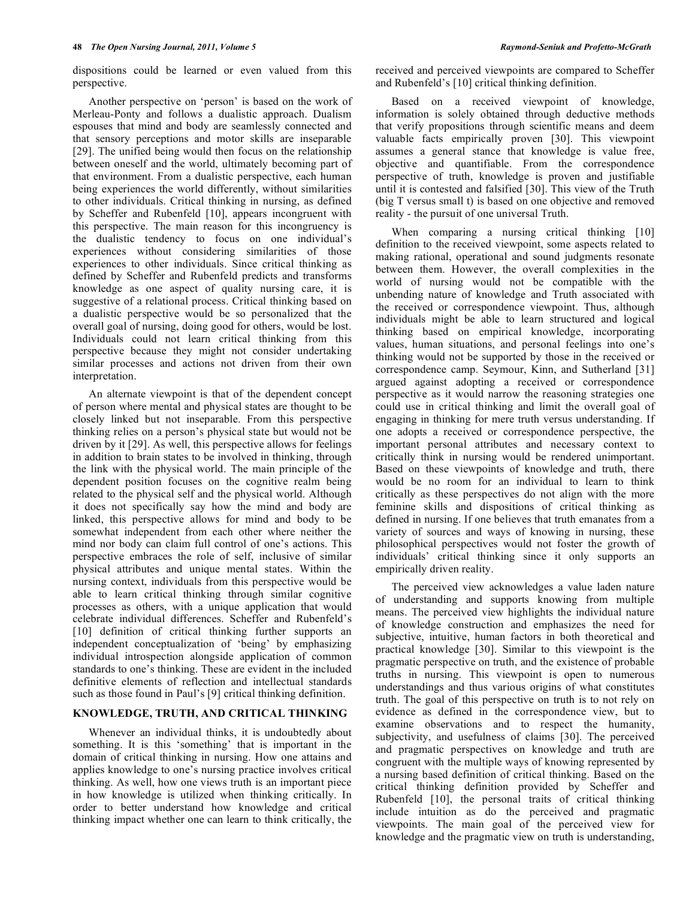dispositions could be learned or even valued from this perspective.

Another perspective on 'person' is based on the work of Merleau-Ponty and follows a dualistic approach. Dualism espouses that mind and body are seamlessly connected and that sensory perceptions and motor skills are inseparable [29]. The unified being would then focus on the relationship between oneself and the world, ultimately becoming part of that environment. From a dualistic perspective, each human being experiences the world differently, without similarities to other individuals. Critical thinking in nursing, as defined by Scheffer and Rubenfeld [10], appears incongruent with this perspective. The main reason for this incongruency is the dualistic tendency to focus on one individual's experiences without considering similarities of those experiences to other individuals. Since critical thinking as defined by Scheffer and Rubenfeld predicts and transforms knowledge as one aspect of quality nursing care, it is suggestive of a relational process. Critical thinking based on a dualistic perspective would be so personalized that the overall goal of nursing, doing good for others, would be lost. Individuals could not learn critical thinking from this perspective because they might not consider undertaking similar processes and actions not driven from their own interpretation.

An alternate viewpoint is that of the dependent concept of person where mental and physical states are thought to be closely linked but not inseparable. From this perspective thinking relies on a person's physical state but would not be driven by it [29]. As well, this perspective allows for feelings in addition to brain states to be involved in thinking, through the link with the physical world. The main principle of the dependent position focuses on the cognitive realm being related to the physical self and the physical world. Although it does not specifically say how the mind and body are linked, this perspective allows for mind and body to be somewhat independent from each other where neither the mind nor body can claim full control of one's actions. This perspective embraces the role of self, inclusive of similar physical attributes and unique mental states. Within the nursing context, individuals from this perspective would be able to learn critical thinking through similar cognitive processes as others, with a unique application that would celebrate individual differences. Scheffer and Rubenfeld's [10] definition of critical thinking further supports an independent conceptualization of 'being' by emphasizing individual introspection alongside application of common standards to one's thinking. These are evident in the included definitive elements of reflection and intellectual standards such as those found in Paul's [9] critical thinking definition.

## KNOWLEDGE, TRUTH, AND CRITICAL THINKING

Whenever an individual thinks, it is undoubtedly about something. It is this 'something' that is important in the domain of critical thinking in nursing. How one attains and applies knowledge to one's nursing practice involves critical thinking. As well, how one views truth is an important piece in how knowledge is utilized when thinking critically. In order to better understand how knowledge and critical thinking impact whether one can learn to think critically, the received and perceived viewpoints are compared to Scheffer and Rubenfeld's [10] critical thinking definition.

Based on a received viewpoint of knowledge, information is solely obtained through deductive methods that verify propositions through scientific means and deem valuable facts empirically proven [30]. This viewpoint assumes a general stance that knowledge is value free, objective and quantifiable. From the correspondence perspective of truth, knowledge is proven and justifiable until it is contested and falsified [30]. This view of the Truth (big T versus small t) is based on one objective and removed reality - the pursuit of one universal Truth.

When comparing a nursing critical thinking [10] definition to the received viewpoint, some aspects related to making rational, operational and sound judgments resonate between them. However, the overall complexities in the world of nursing would not be compatible with the unbending nature of knowledge and Truth associated with the received or correspondence viewpoint. Thus, although individuals might be able to learn structured and logical thinking based on empirical knowledge, incorporating values, human situations, and personal feelings into one's thinking would not be supported by those in the received or correspondence camp. Seymour, Kinn, and Sutherland [31] argued against adopting a received or correspondence perspective as it would narrow the reasoning strategies one could use in critical thinking and limit the overall goal of engaging in thinking for mere truth versus understanding. If one adopts a received or correspondence perspective, the important personal attributes and necessary context to critically think in nursing would be rendered unimportant. Based on these viewpoints of knowledge and truth, there would be no room for an individual to learn to think critically as these perspectives do not align with the more feminine skills and dispositions of critical thinking as defined in nursing. If one believes that truth emanates from a variety of sources and ways of knowing in nursing, these philosophical perspectives would not foster the growth of individuals' critical thinking since it only supports an empirically driven reality.

The perceived view acknowledges a value laden nature of understanding and supports knowing from multiple means. The perceived view highlights the individual nature of knowledge construction and emphasizes the need for subjective, intuitive, human factors in both theoretical and practical knowledge [30]. Similar to this viewpoint is the pragmatic perspective on truth, and the existence of probable truths in nursing. This viewpoint is open to numerous understandings and thus various origins of what constitutes truth. The goal of this perspective on truth is to not rely on evidence as defined in the correspondence view, but to examine observations and to respect the humanity, subjectivity, and usefulness of claims [30]. The perceived and pragmatic perspectives on knowledge and truth are congruent with the multiple ways of knowing represented by a nursing based definition of critical thinking. Based on the critical thinking definition provided by Scheffer and Rubenfeld [10], the personal traits of critical thinking include intuition as do the perceived and pragmatic viewpoints. The main goal of the perceived view for knowledge and the pragmatic view on truth is understanding,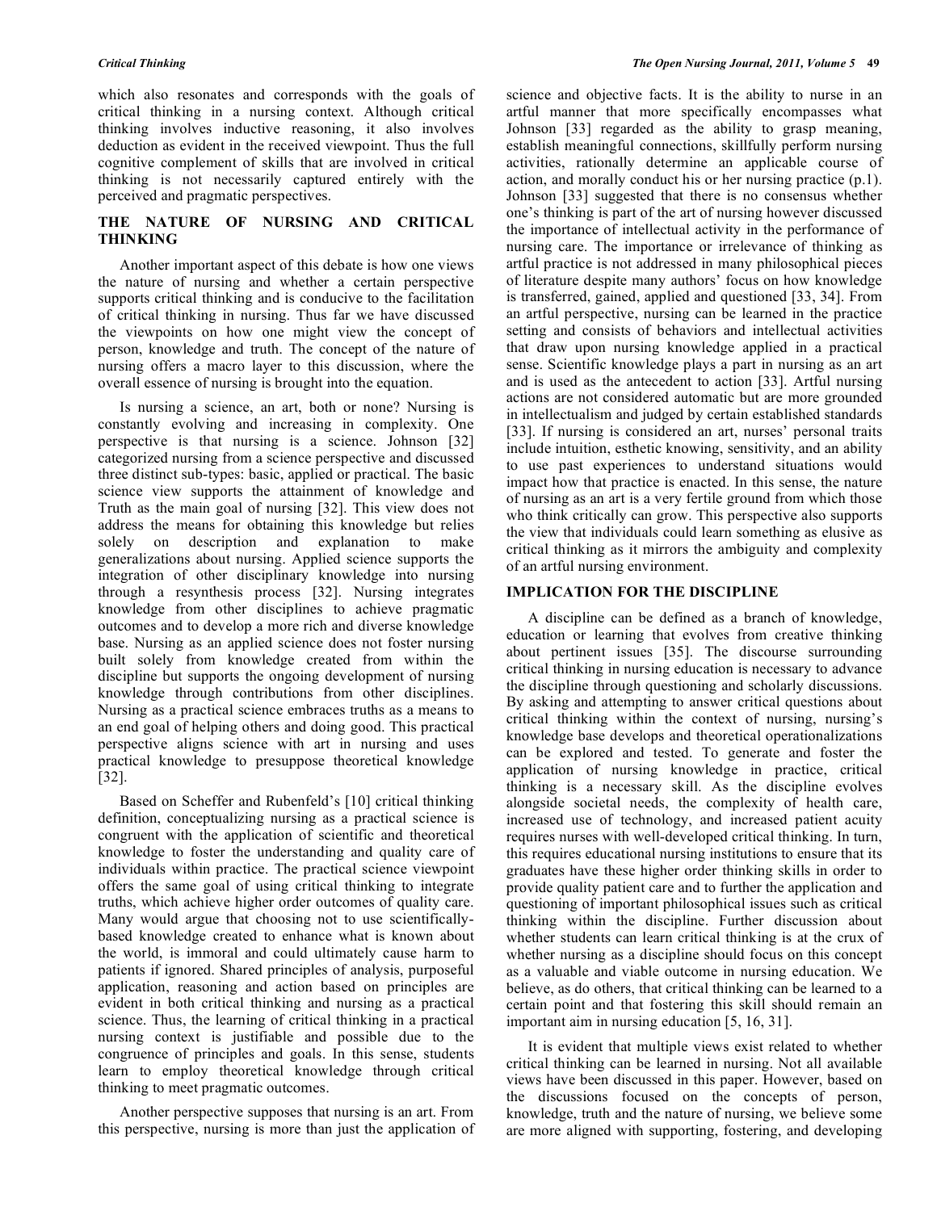which also resonates and corresponds with the goals of critical thinking in a nursing context. Although critical thinking involves inductive reasoning, it also involves deduction as evident in the received viewpoint. Thus the full cognitive complement of skills that are involved in critical thinking is not necessarily captured entirely with the perceived and pragmatic perspectives.

## THE NATURE OF NURSING AND CRITICAL THINKING

Another important aspect of this debate is how one views the nature of nursing and whether a certain perspective supports critical thinking and is conducive to the facilitation of critical thinking in nursing. Thus far we have discussed the viewpoints on how one might view the concept of person, knowledge and truth. The concept of the nature of nursing offers a macro layer to this discussion, where the overall essence of nursing is brought into the equation.

Is nursing a science, an art, both or none? Nursing is constantly evolving and increasing in complexity. One perspective is that nursing is a science. Johnson [32] categorized nursing from a science perspective and discussed three distinct sub-types: basic, applied or practical. The basic science view supports the attainment of knowledge and Truth as the main goal of nursing [32]. This view does not address the means for obtaining this knowledge but relies solely on description and explanation to make generalizations about nursing. Applied science supports the integration of other disciplinary knowledge into nursing through a resynthesis process [32]. Nursing integrates knowledge from other disciplines to achieve pragmatic outcomes and to develop a more rich and diverse knowledge base. Nursing as an applied science does not foster nursing built solely from knowledge created from within the discipline but supports the ongoing development of nursing knowledge through contributions from other disciplines. Nursing as a practical science embraces truths as a means to an end goal of helping others and doing good. This practical perspective aligns science with art in nursing and uses practical knowledge to presuppose theoretical knowledge [32].

Based on Scheffer and Rubenfeld's [10] critical thinking definition, conceptualizing nursing as a practical science is congruent with the application of scientific and theoretical knowledge to foster the understanding and quality care of individuals within practice. The practical science viewpoint offers the same goal of using critical thinking to integrate truths, which achieve higher order outcomes of quality care. Many would argue that choosing not to use scientifically-based knowledge created to enhance what is known about the world, is immoral and could ultimately cause harm to patients if ignored. Shared principles of analysis, purposeful application, reasoning and action based on principles are evident in both critical thinking and nursing as a practical science. Thus, the learning of critical thinking in a practical nursing context is justifiable and possible due to the congruence of principles and goals. In this sense, students learn to employ theoretical knowledge through critical thinking to meet pragmatic outcomes.

Another perspective supposes that nursing is an art. From this perspective, nursing is more than just the application of science and objective facts. It is the ability to nurse in an artful manner that more specifically encompasses what Johnson [33] regarded as the ability to grasp meaning, establish meaningful connections, skillfully perform nursing activities, rationally determine an applicable course of action, and morally conduct his or her nursing practice (p.1). Johnson [33] suggested that there is no consensus whether one's thinking is part of the art of nursing however discussed the importance of intellectual activity in the performance of nursing care. The importance or irrelevance of thinking as artful practice is not addressed in many philosophical pieces of literature despite many authors' focus on how knowledge is transferred, gained, applied and questioned [33, 34]. From an artful perspective, nursing can be learned in the practice setting and consists of behaviors and intellectual activities that draw upon nursing knowledge applied in a practical sense. Scientific knowledge plays a part in nursing as an art and is used as the antecedent to action [33]. Artful nursing actions are not considered automatic but are more grounded in intellectualism and judged by certain established standards [33]. If nursing is considered an art, nurses' personal traits include intuition, esthetic knowing, sensitivity, and an ability to use past experiences to understand situations would impact how that practice is enacted. In this sense, the nature of nursing as an art is a very fertile ground from which those who think critically can grow. This perspective also supports the view that individuals could learn something as elusive as critical thinking as it mirrors the ambiguity and complexity of an artful nursing environment.

## IMPLICATION FOR THE DISCIPLINE

A discipline can be defined as a branch of knowledge, education or learning that evolves from creative thinking about pertinent issues [35]. The discourse surrounding critical thinking in nursing education is necessary to advance the discipline through questioning and scholarly discussions. By asking and attempting to answer critical questions about critical thinking within the context of nursing, nursing's knowledge base develops and theoretical operationalizations can be explored and tested. To generate and foster the application of nursing knowledge in practice, critical thinking is a necessary skill. As the discipline evolves alongside societal needs, the complexity of health care, increased use of technology, and increased patient acuity requires nurses with well-developed critical thinking. In turn, this requires educational nursing institutions to ensure that its graduates have these higher order thinking skills in order to provide quality patient care and to further the application and questioning of important philosophical issues such as critical thinking within the discipline. Further discussion about whether students can learn critical thinking is at the crux of whether nursing as a discipline should focus on this concept as a valuable and viable outcome in nursing education. We believe, as do others, that critical thinking can be learned to a certain point and that fostering this skill should remain an important aim in nursing education [5, 16, 31].

It is evident that multiple views exist related to whether critical thinking can be learned in nursing. Not all available views have been discussed in this paper. However, based on the discussions focused on the concepts of person, knowledge, truth and the nature of nursing, we believe some are more aligned with supporting, fostering, and developing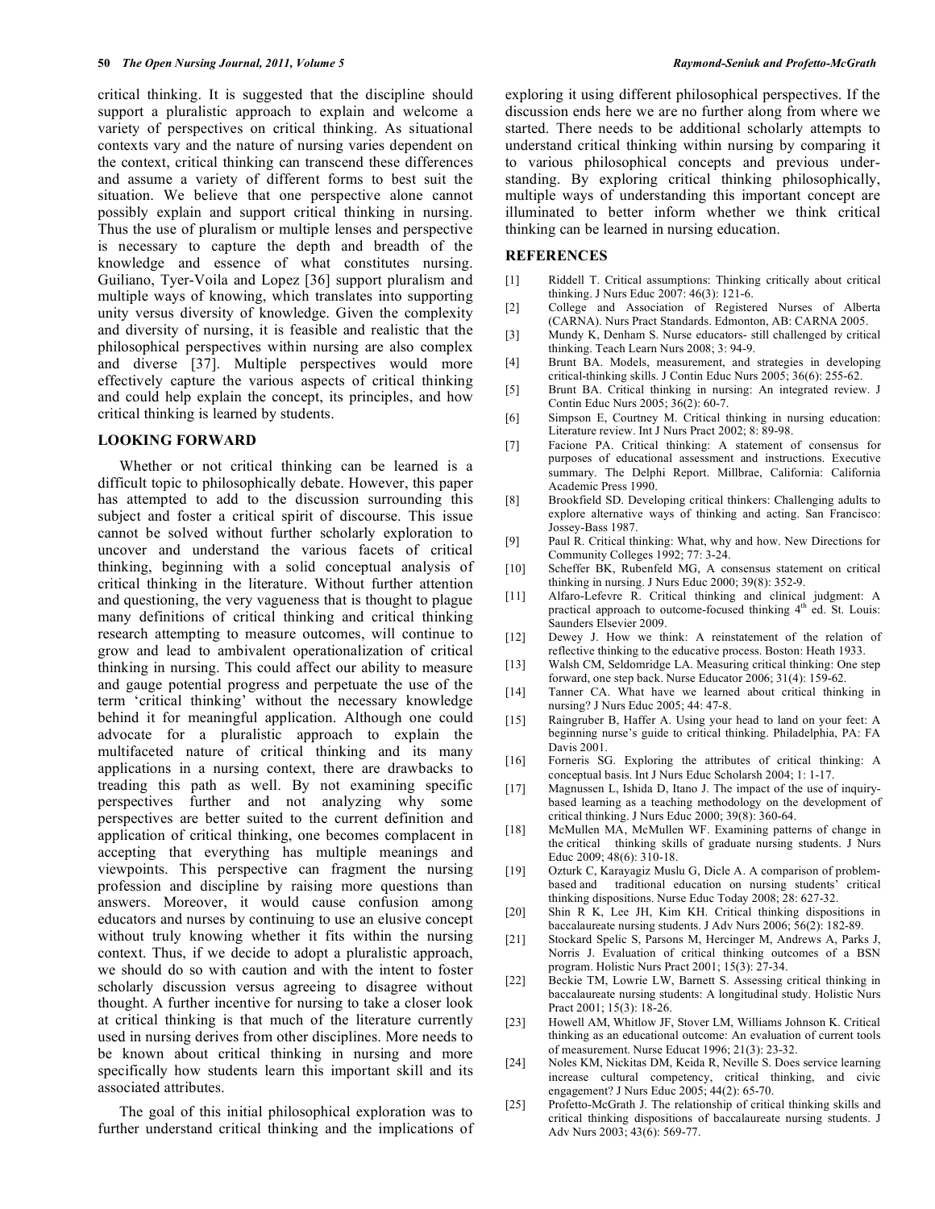critical thinking. It is suggested that the discipline should support a pluralistic approach to explain and welcome a variety of perspectives on critical thinking. As situational contexts vary and the nature of nursing varies dependent on the context, critical thinking can transcend these differences and assume a variety of different forms to best suit the situation. We believe that one perspective alone cannot possibly explain and support critical thinking in nursing. Thus the use of pluralism or multiple lenses and perspective is necessary to capture the depth and breadth of the knowledge and essence of what constitutes nursing. Guiliano, Tyer-Voila and Lopez [36] support pluralism and multiple ways of knowing, which translates into supporting unity versus diversity of knowledge. Given the complexity and diversity of nursing, it is feasible and realistic that the philosophical perspectives within nursing are also complex and diverse [37]. Multiple perspectives would more effectively capture the various aspects of critical thinking and could help explain the concept, its principles, and how critical thinking is learned by students.

## LOOKING FORWARD

Whether or not critical thinking can be learned is a difficult topic to philosophically debate. However, this paper has attempted to add to the discussion surrounding this subject and foster a critical spirit of discourse. This issue cannot be solved without further scholarly exploration to uncover and understand the various facets of critical thinking, beginning with a solid conceptual analysis of critical thinking in the literature. Without further attention and questioning, the very vagueness that is thought to plague many definitions of critical thinking and critical thinking research attempting to measure outcomes, will continue to grow and lead to ambivalent operationalization of critical thinking in nursing. This could affect our ability to measure and gauge potential progress and perpetuate the use of the term 'critical thinking' without the necessary knowledge behind it for meaningful application. Although one could advocate for a pluralistic approach to explain the multifaceted nature of critical thinking and its many applications in a nursing context, there are drawbacks to treading this path as well. By not examining specific perspectives further and not analyzing why some perspectives are better suited to the current definition and application of critical thinking, one becomes complacent in accepting that everything has multiple meanings and viewpoints. This perspective can fragment the nursing profession and discipline by raising more questions than answers. Moreover, it would cause confusion among educators and nurses by continuing to use an elusive concept without truly knowing whether it fits within the nursing context. Thus, if we decide to adopt a pluralistic approach, we should do so with caution and with the intent to foster scholarly discussion versus agreeing to disagree without thought. A further incentive for nursing to take a closer look at critical thinking is that much of the literature currently used in nursing derives from other disciplines. More needs to be known about critical thinking in nursing and more specifically how students learn this important skill and its associated attributes.

The goal of this initial philosophical exploration was to further understand critical thinking and the implications of exploring it using different philosophical perspectives. If the discussion ends here we are no further along from where we started. There needs to be additional scholarly attempts to understand critical thinking within nursing by comparing it to various philosophical concepts and previous understanding. By exploring critical thinking philosophically, multiple ways of understanding this important concept are illuminated to better inform whether we think critical thinking can be learned in nursing education.

## REFERENCES

[1] Riddell T. Critical assumptions: Thinking critically about critical thinking. J Nurs Educ 2007: 46(3): 121-6.

[2] College and Association of Registered Nurses of Alberta (CARNA). Nurs Pract Standards. Edmonton, AB: CARNA 2005.

[3] Mundy K, Denham S. Nurse educators- still challenged by critical thinking. Teach Learn Nurs 2008; 3: 94-9.

[4] Brunt BA. Models, measurement, and strategies in developing critical-thinking skills. J Contin Educ Nurs 2005; 36(6): 255-62.

[5] Brunt BA. Critical thinking in nursing: An integrated review. J Contin Educ Nurs 2005; 36(2): 60-7.

[6] Simpson E, Courtney M. Critical thinking in nursing education: Literature review. Int J Nurs Pract 2002; 8: 89-98.

[7] Facione PA. Critical thinking: A statement of consensus for purposes of educational assessment and instructions. Executive summary. The Delphi Report. Millbrae, California: California Academic Press 1990.

[8] Brookfield SD. Developing critical thinkers: Challenging adults to explore alternative ways of thinking and acting. San Francisco: Jossey-Bass 1987.

[9] Paul R. Critical thinking: What, why and how. New Directions for Community Colleges 1992; 77: 3-24.

[10] Scheffer BK, Rubenfeld MG, A consensus statement on critical thinking in nursing. J Nurs Educ 2000; 39(8): 352-9.

[11] Alfaro-Lefevre R. Critical thinking and clinical judgment: A practical approach to outcome-focused thinking 4th ed. St. Louis: Saunders Elsevier 2009.

[12] Dewey J. How we think: A reinstatement of the relation of reflective thinking to the educative process. Boston: Heath 1933.

[13] Walsh CM, Seldomridge LA. Measuring critical thinking: One step forward, one step back. Nurse Educator 2006; 31(4): 159-62.

[14] Tanner CA. What have we learned about critical thinking in nursing? J Nurs Educ 2005; 44: 47-8.

[15] Raingruber B, Haffer A. Using your head to land on your feet: A beginning nurse's guide to critical thinking. Philadelphia, PA: FA Davis 2001.

[16] Forneris SG. Exploring the attributes of critical thinking: A conceptual basis. Int J Nurs Educ Scholarsh 2004; 1: 1-17.

[17] Magnussen L, Ishida D, Itano J. The impact of the use of inquiry-based learning as a teaching methodology on the development of critical thinking. J Nurs Educ 2000; 39(8): 360-64.

[18] McMullen MA, McMullen WF. Examining patterns of change in the critical thinking skills of graduate nursing students. J Nurs Educ 2009; 48(6): 310-18.

[19] Ozturk C, Karayagiz Muslu G, Dicle A. A comparison of problem-based and traditional education on nursing students' critical thinking dispositions. Nurse Educ Today 2008; 28: 627-32.

[20] Shin R K, Lee JH, Kim KH. Critical thinking dispositions in baccalaureate nursing students. J Adv Nurs 2006; 56(2): 182-89.

[21] Stockard Spelic S, Parsons M, Hercinger M, Andrews A, Parks J, Norris J. Evaluation of critical thinking outcomes of a BSN program. Holistic Nurs Pract 2001; 15(3): 27-34.

[22] Beckie TM, Lowrie LW, Barnett S. Assessing critical thinking in baccalaureate nursing students: A longitudinal study. Holistic Nurs Pract 2001; 15(3): 18-26.

[23] Howell AM, Whitlow JF, Stover LM, Williams Johnson K. Critical thinking as an educational outcome: An evaluation of current tools of measurement. Nurse Educat 1996; 21(3): 23-32.

[24] Noles KM, Nickitas DM, Keida R, Neville S. Does service learning increase cultural competency, critical thinking, and civic engagement? J Nurs Educ 2005; 44(2): 65-70.

[25] Profetto-McGrath J. The relationship of critical thinking skills and critical thinking dispositions of baccalaureate nursing students. J Adv Nurs 2003; 43(6): 569-77.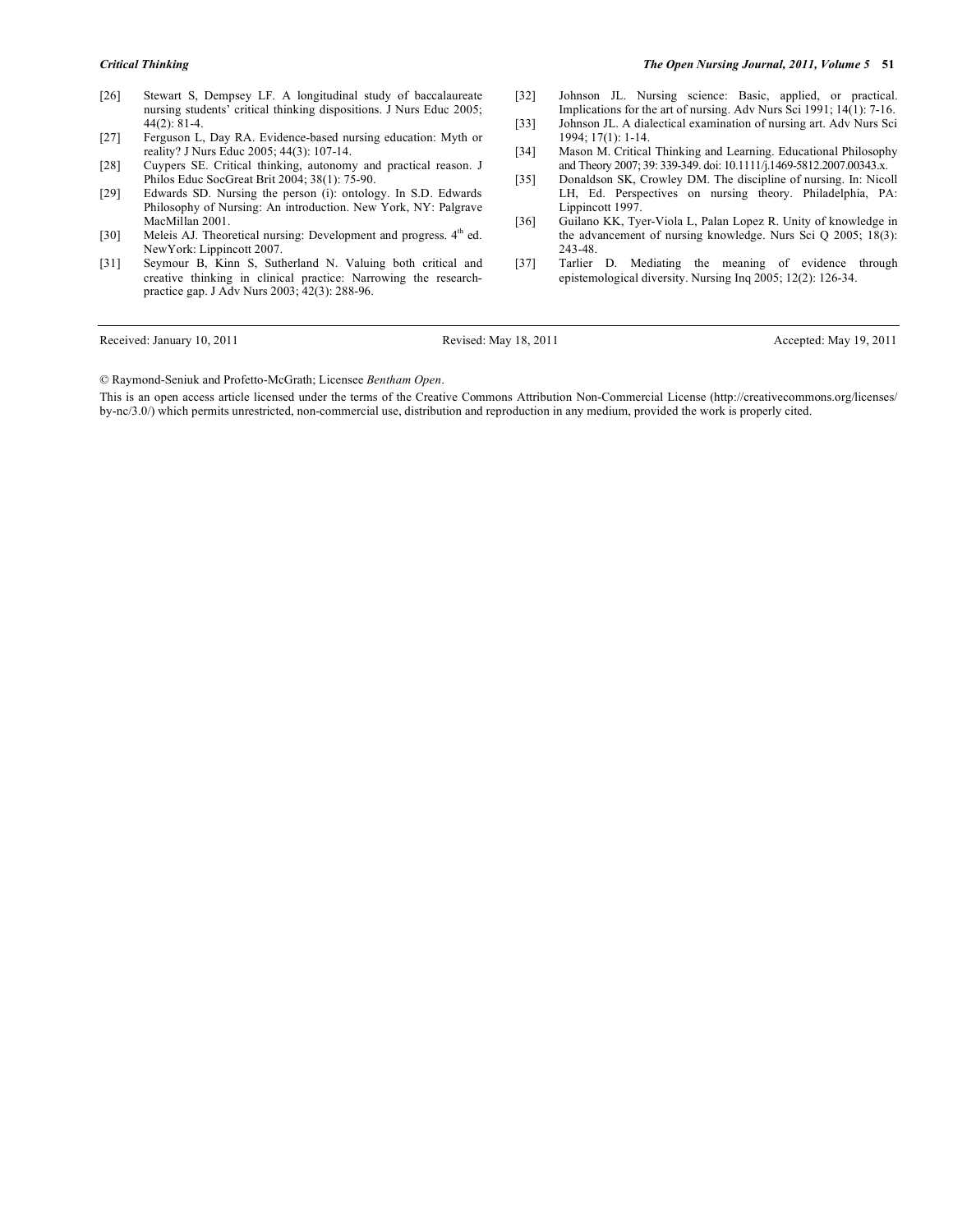[26] Stewart S, Dempsey LF. A longitudinal study of baccalaureate nursing students' critical thinking dispositions. J Nurs Educ 2005; 44(2): 81-4.

[27] Ferguson L, Day RA. Evidence-based nursing education: Myth or reality? J Nurs Educ 2005; 44(3): 107-14.

[28] Cuypers SE. Critical thinking, autonomy and practical reason. J Philos Educ SocGreat Brit 2004; 38(1): 75-90.

[29] Edwards SD. Nursing the person (i): ontology. In S.D. Edwards Philosophy of Nursing: An introduction. New York, NY: Palgrave MacMillan 2001.

[30] Meleis AJ. Theoretical nursing: Development and progress. 4th ed. NewYork: Lippincott 2007.

[31] Seymour B, Kinn S, Sutherland N. Valuing both critical and creative thinking in clinical practice: Narrowing the research-practice gap. J Adv Nurs 2003; 42(3): 288-96.

[32] Johnson JL. Nursing science: Basic, applied, or practical. Implications for the art of nursing. Adv Nurs Sci 1991; 14(1): 7-16.

[33] Johnson JL. A dialectical examination of nursing art. Adv Nurs Sci 1994; 17(1): 1-14.

[34] Mason M. Critical Thinking and Learning. Educational Philosophy and Theory 2007; 39: 339-349. doi: 10.1111/j.1469-5812.2007.00343.x.

[35] Donaldson SK, Crowley DM. The discipline of nursing. In: Nicoll LH, Ed. Perspectives on nursing theory. Philadelphia, PA: Lippincott 1997.

[36] Guilano KK, Tyer-Viola L, Palan Lopez R. Unity of knowledge in the advancement of nursing knowledge. Nurs Sci Q 2005; 18(3): 243-48.

[37] Tarlier D. Mediating the meaning of evidence through epistemological diversity. Nursing Inq 2005; 12(2): 126-34.

Received: January 10, 2011 Revised: May 18, 2011 Accepted: May 19, 2011

© Raymond-Seniuk and Profetto-McGrath; Licensee *Bentham Open*.

This is an open access article licensed under the terms of the Creative Commons Attribution Non-Commercial License (http://creativecommons.org/licenses/by-nc/3.0/) which permits unrestricted, non-commercial use, distribution and reproduction in any medium, provided the work is properly cited.